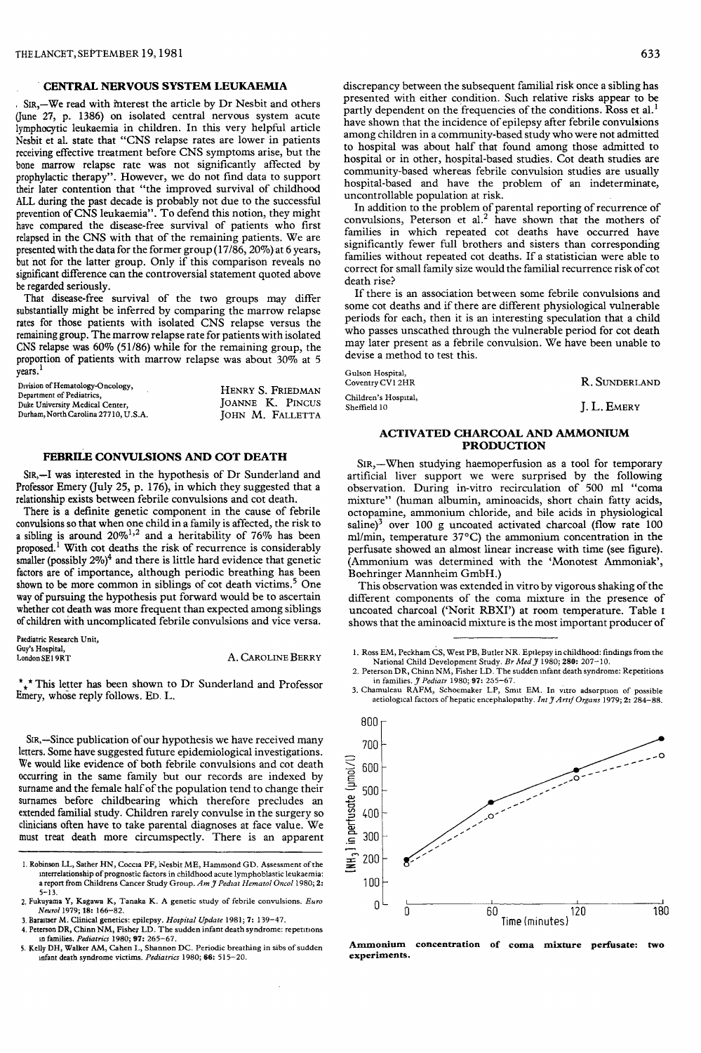## CENTRAL NERVOUS SYSTEM LEUKAEMIA

SIR,—We read with interest the article by Dr Nesbit and others (June 27, p. 1386) on isolated central nervous system acute lymphocytic leukaemia in children. In this very helpful article Nesbit et al. state that "CNS relapse rates are lower in patients receiving effective treatment before CNS symptoms arise, but the bone marrow relapse rate was not significantly affected by prophylactic therapy". However, we do not find data to support their later contention that "the improved survival of childhood ALL during the past decade is probably not due to the successful prevention of CNS leukaemia". To defend this notion, they might have compared the disease-free survival of patients who first relapsed in the CNS with that of the remaining patients. We are presented with the data for the former group (17/86, 20%) at 6 years, but not for the latter group. Only if this comparison reveals no significant difference can the controversial statement quoted above be regarded seriously.

That disease-free survival of the two groups may differ substantially might be inferred by comparing the marrow relapse rates for those patients with isolated CNS relapse versus the remaining group. The marrow relapse rate for patients with isolated CNS relapse was 60% (51/86) while for the remaining group, the proportion of patients with marrow relapse was about 30% at 5 years.[1]

Division of Hematology-Oncology,
Department of Pediatrics,
Duke University Medical Center,
Durham, North Carolina 27710, U.S.A.

HENRY S. FRIEDMAN
JOANNE K. PINCUS
JOHN M. FALLETTA

1. Robinson LL, Sather HN, Coccia PF, Nesbit ME, Hammond GD. Assessment of the interrelationship of prognostic factors in childhood acute lymphoblastic leukaemia: a report from Childrens Cancer Study Group. *Am J Pediat Hematol Oncol* 1980; **2:** 5–13.

## FEBRILE CONVULSIONS AND COT DEATH

SIR,—I was interested in the hypothesis of Dr Sunderland and Professor Emery (July 25, p. 176), in which they suggested that a relationship exists between febrile convulsions and cot death.

There is a definite genetic component in the cause of febrile convulsions so that when one child in a family is affected, the risk to a sibling is around 20%[1,2] and a heritability of 76% has been proposed.[1] With cot deaths the risk of recurrence is considerably smaller (possibly 2%)[4] and there is little hard evidence that genetic factors are of importance, although periodic breathing has been shown to be more common in siblings of cot death victims.[5] One way of pursuing the hypothesis put forward would be to ascertain whether cot death was more frequent than expected among siblings of children with uncomplicated febrile convulsions and vice versa.

Paediatric Research Unit,
Guy's Hospital,
London SE1 9RT

A. CAROLINE BERRY

\*\* This letter has been shown to Dr Sunderland and Professor Emery, whose reply follows. ED. L.

2. Fukuyama Y, Kagawa K, Tanaka K. A genetic study of febrile convulsions. *Euro Neurol* 1979; **18:** 166–82.
3. Baraitser M. Clinical genetics: epilepsy. *Hospital Update* 1981; **7:** 139–47.
4. Peterson DR, Chinn NM, Fisher LD. The sudden infant death syndrome: repetitions in families. *Pediatrics* 1980; **97:** 265–67.
5. Kelly DH, Walker AM, Cahen L, Shannon DC. Periodic breathing in sibs of sudden infant death syndrome victims. *Pediatrics* 1980; **66:** 515–20.

SIR,—Since publication of our hypothesis we have received many letters. Some have suggested future epidemiological investigations. We would like evidence of both febrile convulsions and cot death occurring in the same family but our records are indexed by surname and the female half of the population tend to change their surnames before childbearing which therefore precludes an extended familial study. Children rarely convulse in the surgery so clinicians often have to take parental diagnoses at face value. We must treat death more circumspectly. There is an apparent discrepancy between the subsequent familial risk once a sibling has presented with either condition. Such relative risks appear to be partly dependent on the frequencies of the conditions. Ross et al.[1] have shown that the incidence of epilepsy after febrile convulsions among children in a community-based study who were not admitted to hospital was about half that found among those admitted to hospital or in other, hospital-based studies. Cot death studies are community-based whereas febrile convulsion studies are usually hospital-based and have the problem of an indeterminate, uncontrollable population at risk.

In addition to the problem of parental reporting of recurrence of convulsions, Peterson et al.[2] have shown that the mothers of families in which repeated cot deaths have occurred have significantly fewer full brothers and sisters than corresponding families without repeated cot deaths. If a statistician were able to correct for small family size would the familial recurrence risk of cot death rise?

If there is an association between some febrile convulsions and some cot deaths and if there are different physiological vulnerable periods for each, then it is an interesting speculation that a child who passes unscathed through the vulnerable period for cot death may later present as a febrile convulsion. We have been unable to devise a method to test this.

Gulson Hospital,
Coventry CV1 2HR

R. SUNDERLAND

Children's Hospital,
Sheffield 10

J. L. EMERY

1. Ross EM, Peckham CS, West PB, Butler NR. Epilepsy in childhood: findings from the National Child Development Study. *Br Med J* 1980; **280:** 207–10.
2. Peterson DR, Chinn NM, Fisher LD. The sudden infant death syndrome: Repetitions in families. *J Pediatr* 1980; **97:** 265–67.

## ACTIVATED CHARCOAL AND AMMONIUM PRODUCTION

SIR,—When studying haemoperfusion as a tool for temporary artificial liver support we were surprised by the following observation. During in-vitro recirculation of 500 ml "coma mixture" (human albumin, aminoacids, short chain fatty acids, octopamine, ammonium chloride, and bile acids in physiological saline)[3] over 100 g uncoated activated charcoal (flow rate 100 ml/min, temperature 37°C) the ammonium concentration in the perfusate showed an almost linear increase with time (see figure). (Ammonium was determined with the 'Monotest Ammoniak', Boehringer Mannheim GmbH.)

This observation was extended in vitro by vigorous shaking of the different components of the coma mixture in the presence of uncoated charcoal ('Norit RBXI') at room temperature. Table I shows that the aminoacid mixture is the most important producer of

3. Chamuleau RAFM, Schoemaker LP, Smit EM. In vitro adsorption of possible aetiological factors of hepatic encephalopathy. *Int J Artif Organs* 1979; **2:** 284–88.

**Ammonium concentration of coma mixture perfusate: two experiments.**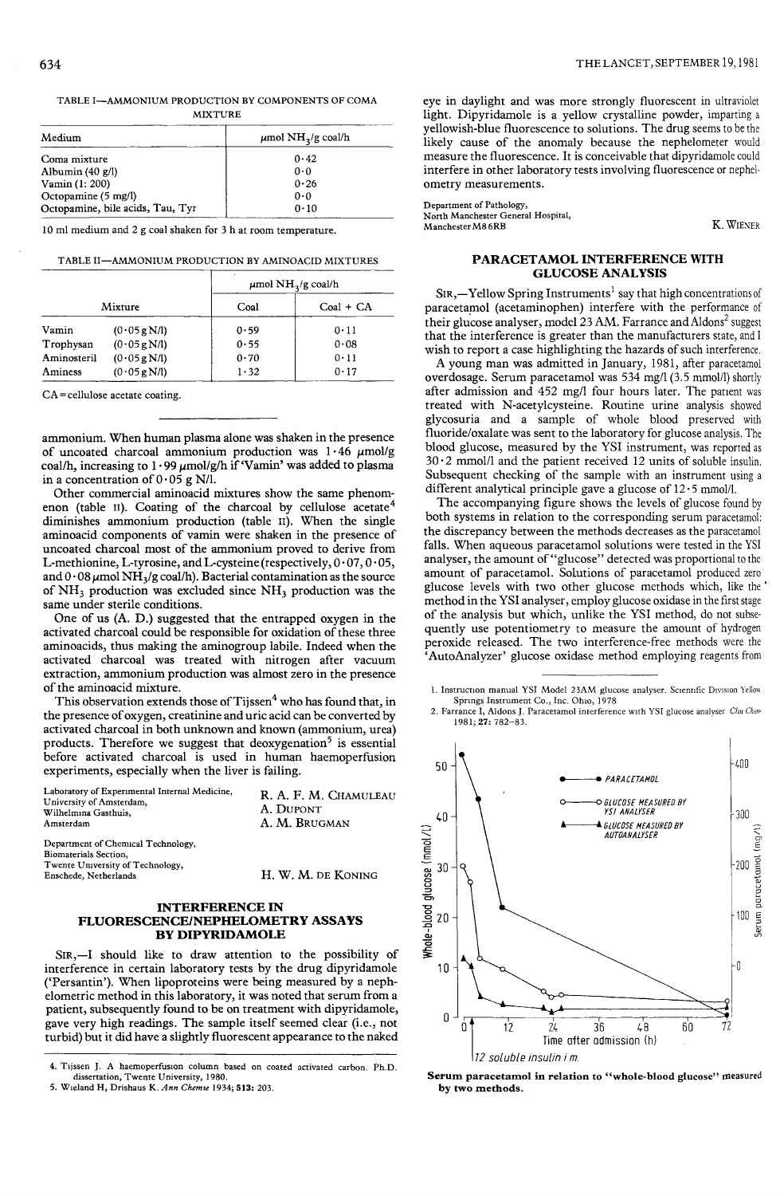TABLE I—AMMONIUM PRODUCTION BY COMPONENTS OF COMA MIXTURE

| Medium | μmol $NH_3$/g coal/h |
|---|---|
| Coma mixture | 0·42 |
| Albumin (40 g/l) | 0·0 |
| Vamin (1: 200) | 0·26 |
| Octopamine (5 mg/l) | 0·0 |
| Octopamine, bile acids, Tau, Tyr | 0·10 |

10 ml medium and 2 g coal shaken for 3 h at room temperature.

TABLE II—AMMONIUM PRODUCTION BY AMINOACID MIXTURES

| Mixture | | μmol $NH_3$/g coal/h | |
|---|---|---|---|
| | | Coal | Coal + CA |
| Vamin | (0·05 g N/l) | 0·59 | 0·11 |
| Trophysan | (0·05 g N/l) | 0·55 | 0·08 |
| Aminosteril | (0·05 g N/l) | 0·70 | 0·11 |
| Aminess | (0·05 g N/l) | 1·32 | 0·17 |

CA = cellulose acetate coating.

ammonium. When human plasma alone was shaken in the presence of uncoated charcoal ammonium production was 1·46 μmol/g coal/h, increasing to 1·99 μmol/g/h if 'Vamin' was added to plasma in a concentration of 0·05 g N/l.

Other commercial aminoacid mixtures show the same phenomenon (table II). Coating of the charcoal by cellulose acetate[4] diminishes ammonium production (table II). When the single aminoacid components of vamin were shaken in the presence of uncoated charcoal most of the ammonium proved to derive from L-methionine, L-tyrosine, and L-cysteine (respectively, 0·07, 0·05, and 0·08 μmol $NH_3$/g coal/h). Bacterial contamination as the source of $NH_3$ production was excluded since $NH_3$ production was the same under sterile conditions.

One of us (A. D.) suggested that the entrapped oxygen in the activated charcoal could be responsible for oxidation of these three aminoacids, thus making the aminogroup labile. Indeed when the activated charcoal was treated with nitrogen after vacuum extraction, ammonium production was almost zero in the presence of the aminoacid mixture.

This observation extends those of Tijssen[4] who has found that, in the presence of oxygen, creatinine and uric acid can be converted by activated charcoal in both unknown and known (ammonium, urea) products. Therefore we suggest that deoxygenation[5] is essential before activated charcoal is used in human haemoperfusion experiments, especially when the liver is failing.

Laboratory of Experimental Internal Medicine,
University of Amsterdam,
Wilhelmina Gasthuis,
Amsterdam

R. A. F. M. CHAMULEAU
A. DUPONT
A. M. BRUGMAN

Department of Chemical Technology,
Biomaterials Section,
Twente University of Technology,
Enschede, Netherlands

H. W. M. DE KONING

## INTERFERENCE IN FLUORESCENCE/NEPHELOMETRY ASSAYS BY DIPYRIDAMOLE

SIR,—I should like to draw attention to the possibility of interference in certain laboratory tests by the drug dipyridamole ('Persantin'). When lipoproteins were being measured by a nephelometric method in this laboratory, it was noted that serum from a patient, subsequently found to be on treatment with dipyridamole, gave very high readings. The sample itself seemed clear (i.e., not turbid) but it did have a slightly fluorescent appearance to the naked eye in daylight and was more strongly fluorescent in ultraviolet light. Dipyridamole is a yellow crystalline powder, imparting a yellowish-blue fluorescence to solutions. The drug seems to be the likely cause of the anomaly because the nephelometer would measure the fluorescence. It is conceivable that dipyridamole could interfere in other laboratory tests involving fluorescence or nephelometry measurements.

Department of Pathology,
North Manchester General Hospital,
Manchester M8 6RB

K. WIENER

4. Tijssen J. A haemoperfusion column based on coated activated carbon. Ph.D. dissertation, Twente University, 1980.
5. Wieland H, Drishaus K. *Ann Chemie* 1934; **513:** 203.

## PARACETAMOL INTERFERENCE WITH GLUCOSE ANALYSIS

SIR,—Yellow Spring Instruments[1] say that high concentrations of paracetamol (acetaminophen) interfere with the performance of their glucose analyser, model 23 AM. Farrance and Aldons[2] suggest that the interference is greater than the manufacturers state, and I wish to report a case highlighting the hazards of such interference.

A young man was admitted in January, 1981, after paracetamol overdosage. Serum paracetamol was 534 mg/l (3.5 mmol/l) shortly after admission and 452 mg/l four hours later. The patient was treated with N-acetylcysteine. Routine urine analysis showed glycosuria and a sample of whole blood preserved with fluoride/oxalate was sent to the laboratory for glucose analysis. The blood glucose, measured by the YSI instrument, was reported as 30·2 mmol/l and the patient received 12 units of soluble insulin. Subsequent checking of the sample with an instrument using a different analytical principle gave a glucose of 12·5 mmol/l.

The accompanying figure shows the levels of glucose found by both systems in relation to the corresponding serum paracetamol: the discrepancy between the methods decreases as the paracetamol falls. When aqueous paracetamol solutions were tested in the YSI analyser, the amount of "glucose" detected was proportional to the amount of paracetamol. Solutions of paracetamol produced zero glucose levels with two other glucose methods which, like the method in the YSI analyser, employ glucose oxidase in the first stage of the analysis but which, unlike the YSI method, do not subsequently use potentiometry to measure the amount of hydrogen peroxide released. The two interference-free methods were the 'AutoAnalyzer' glucose oxidase method employing reagents from

1. Instruction manual YSI Model 23AM glucose analyser. Scientific Division Yellow Springs Instrument Co., Inc. Ohio, 1978
2. Farrance I, Aldons J. Paracetamol interference with YSI glucose analyser *Clin Chem* 1981; **27:** 782–83.

PARACETAMOL
GLUCOSE MEASURED BY YSI ANALYSER
GLUCOSE MEASURED BY AUTOANALYSER
Whole-blood glucose (mmol/l)
Serum paracetamol (mg/l)
Time after admission (h)
12 soluble insulin i m.
0 10 20 30 40 50
0 100 200 300 400
0 12 24 36 48 60 72

**Serum paracetamol in relation to "whole-blood glucose" measured by two methods.**